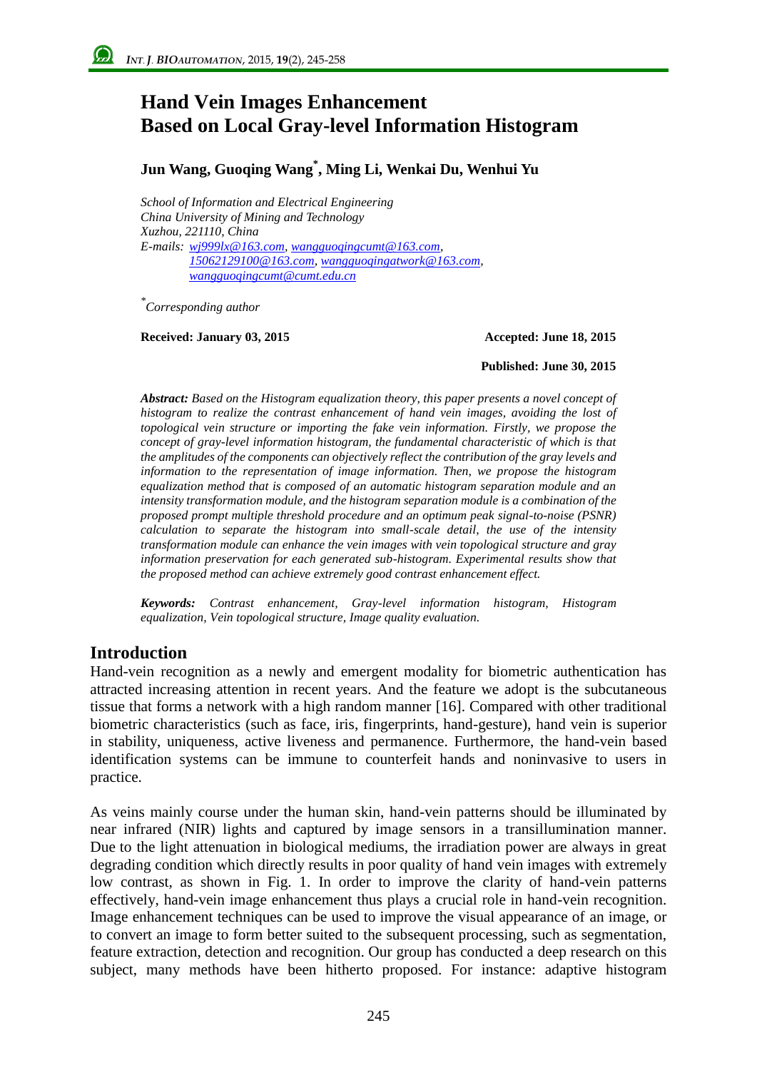# Hand Vein Images Enhancement Based on Local Gray-level Information Histogram

**Jun Wang, Guoqing Wang[*], Ming Li, Wenkai Du, Wenhui Yu**

*School of Information and Electrical Engineering*
*China University of Mining and Technology*
*Xuzhou, 221110, China*
*E-mails: wj999lx@163.com, wangguoqingcumt@163.com, 15062129100@163.com, wangguoqingatwork@163.com, wangguoqingcumt@cumt.edu.cn*

[*] *Corresponding author*

**Received: January 03, 2015** **Accepted: June 18, 2015**

**Published: June 30, 2015**

***Abstract:*** *Based on the Histogram equalization theory, this paper presents a novel concept of histogram to realize the contrast enhancement of hand vein images, avoiding the lost of topological vein structure or importing the fake vein information. Firstly, we propose the concept of gray-level information histogram, the fundamental characteristic of which is that the amplitudes of the components can objectively reflect the contribution of the gray levels and information to the representation of image information. Then, we propose the histogram equalization method that is composed of an automatic histogram separation module and an intensity transformation module, and the histogram separation module is a combination of the proposed prompt multiple threshold procedure and an optimum peak signal-to-noise (PSNR) calculation to separate the histogram into small-scale detail, the use of the intensity transformation module can enhance the vein images with vein topological structure and gray information preservation for each generated sub-histogram. Experimental results show that the proposed method can achieve extremely good contrast enhancement effect.*

***Keywords:*** *Contrast enhancement, Gray-level information histogram, Histogram equalization, Vein topological structure, Image quality evaluation.*

## Introduction

Hand-vein recognition as a newly and emergent modality for biometric authentication has attracted increasing attention in recent years. And the feature we adopt is the subcutaneous tissue that forms a network with a high random manner [16]. Compared with other traditional biometric characteristics (such as face, iris, fingerprints, hand-gesture), hand vein is superior in stability, uniqueness, active liveness and permanence. Furthermore, the hand-vein based identification systems can be immune to counterfeit hands and noninvasive to users in practice.

As veins mainly course under the human skin, hand-vein patterns should be illuminated by near infrared (NIR) lights and captured by image sensors in a transillumination manner. Due to the light attenuation in biological mediums, the irradiation power are always in great degrading condition which directly results in poor quality of hand vein images with extremely low contrast, as shown in Fig. 1. In order to improve the clarity of hand-vein patterns effectively, hand-vein image enhancement thus plays a crucial role in hand-vein recognition. Image enhancement techniques can be used to improve the visual appearance of an image, or to convert an image to form better suited to the subsequent processing, such as segmentation, feature extraction, detection and recognition. Our group has conducted a deep research on this subject, many methods have been hitherto proposed. For instance: adaptive histogram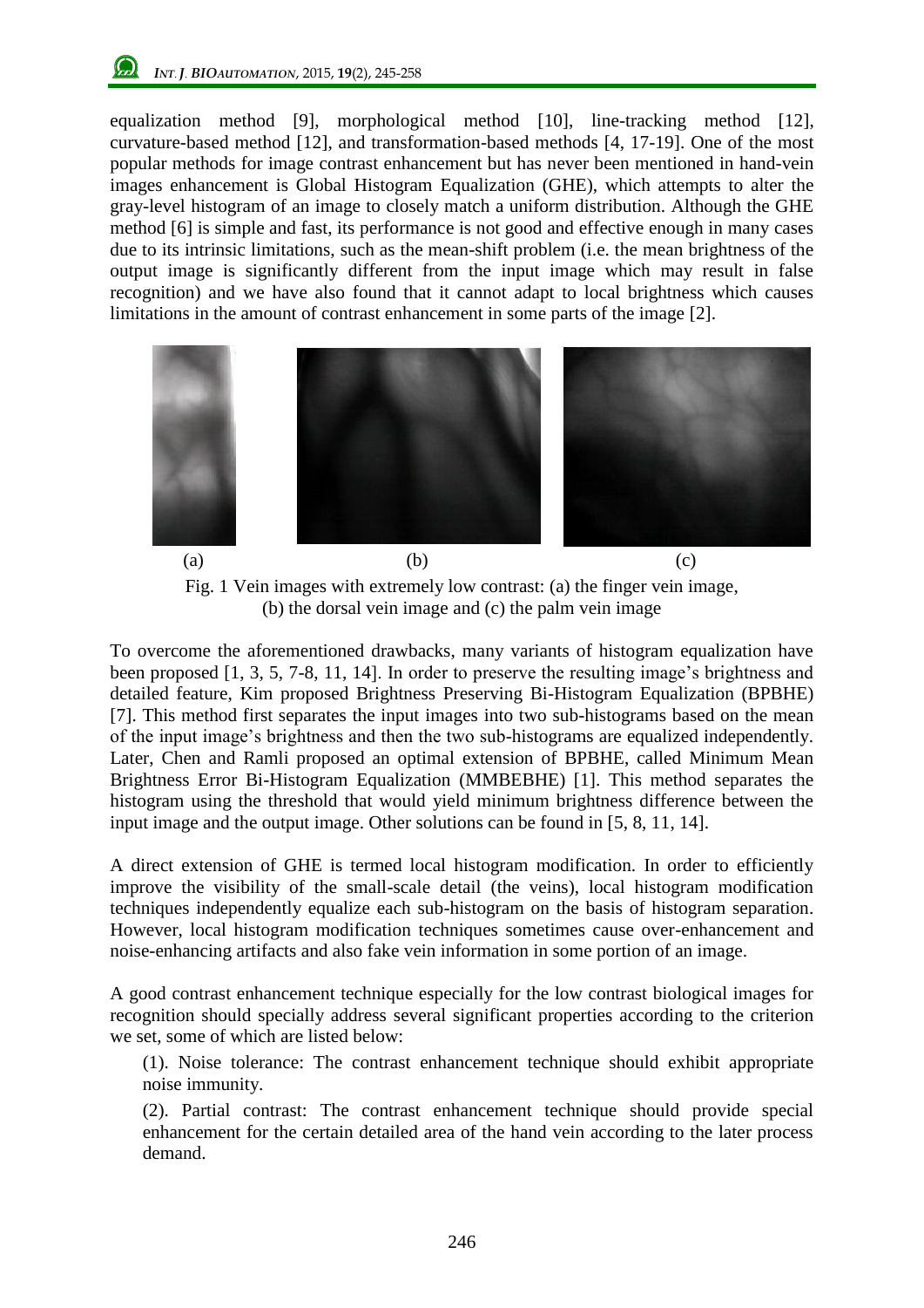equalization method [9], morphological method [10], line-tracking method [12], curvature-based method [12], and transformation-based methods [4, 17-19]. One of the most popular methods for image contrast enhancement but has never been mentioned in hand-vein images enhancement is Global Histogram Equalization (GHE), which attempts to alter the gray-level histogram of an image to closely match a uniform distribution. Although the GHE method [6] is simple and fast, its performance is not good and effective enough in many cases due to its intrinsic limitations, such as the mean-shift problem (i.e. the mean brightness of the output image is significantly different from the input image which may result in false recognition) and we have also found that it cannot adapt to local brightness which causes limitations in the amount of contrast enhancement in some parts of the image [2].

(a) (b) (c)

Fig. 1 Vein images with extremely low contrast: (a) the finger vein image, (b) the dorsal vein image and (c) the palm vein image

To overcome the aforementioned drawbacks, many variants of histogram equalization have been proposed [1, 3, 5, 7-8, 11, 14]. In order to preserve the resulting image's brightness and detailed feature, Kim proposed Brightness Preserving Bi-Histogram Equalization (BPBHE) [7]. This method first separates the input images into two sub-histograms based on the mean of the input image's brightness and then the two sub-histograms are equalized independently. Later, Chen and Ramli proposed an optimal extension of BPBHE, called Minimum Mean Brightness Error Bi-Histogram Equalization (MMBEBHE) [1]. This method separates the histogram using the threshold that would yield minimum brightness difference between the input image and the output image. Other solutions can be found in [5, 8, 11, 14].

A direct extension of GHE is termed local histogram modification. In order to efficiently improve the visibility of the small-scale detail (the veins), local histogram modification techniques independently equalize each sub-histogram on the basis of histogram separation. However, local histogram modification techniques sometimes cause over-enhancement and noise-enhancing artifacts and also fake vein information in some portion of an image.

A good contrast enhancement technique especially for the low contrast biological images for recognition should specially address several significant properties according to the criterion we set, some of which are listed below:

(1). Noise tolerance: The contrast enhancement technique should exhibit appropriate noise immunity.

(2). Partial contrast: The contrast enhancement technique should provide special enhancement for the certain detailed area of the hand vein according to the later process demand.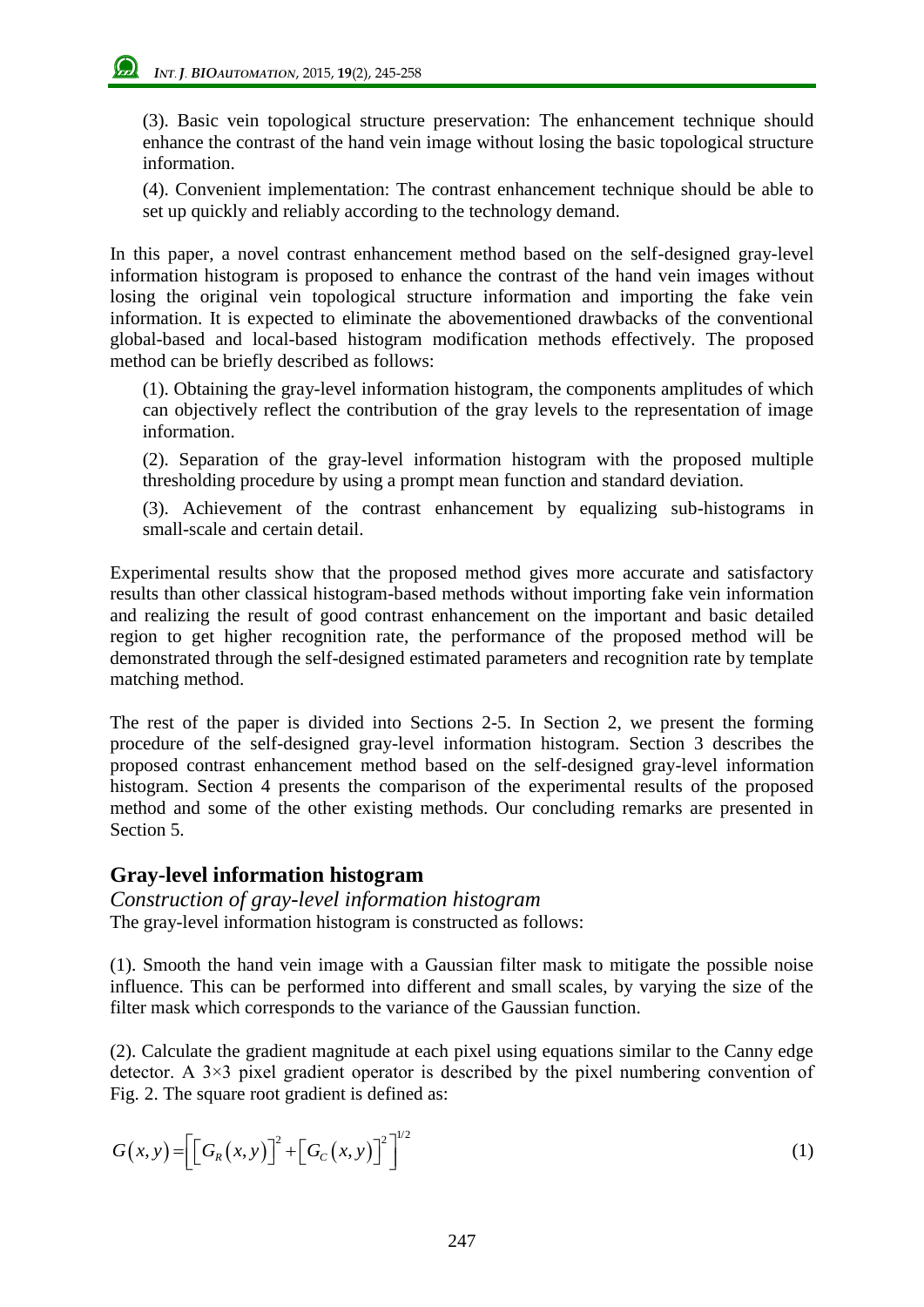(3). Basic vein topological structure preservation: The enhancement technique should enhance the contrast of the hand vein image without losing the basic topological structure information.

(4). Convenient implementation: The contrast enhancement technique should be able to set up quickly and reliably according to the technology demand.

In this paper, a novel contrast enhancement method based on the self-designed gray-level information histogram is proposed to enhance the contrast of the hand vein images without losing the original vein topological structure information and importing the fake vein information. It is expected to eliminate the abovementioned drawbacks of the conventional global-based and local-based histogram modification methods effectively. The proposed method can be briefly described as follows:

(1). Obtaining the gray-level information histogram, the components amplitudes of which can objectively reflect the contribution of the gray levels to the representation of image information.

(2). Separation of the gray-level information histogram with the proposed multiple thresholding procedure by using a prompt mean function and standard deviation.

(3). Achievement of the contrast enhancement by equalizing sub-histograms in small-scale and certain detail.

Experimental results show that the proposed method gives more accurate and satisfactory results than other classical histogram-based methods without importing fake vein information and realizing the result of good contrast enhancement on the important and basic detailed region to get higher recognition rate, the performance of the proposed method will be demonstrated through the self-designed estimated parameters and recognition rate by template matching method.

The rest of the paper is divided into Sections 2-5. In Section 2, we present the forming procedure of the self-designed gray-level information histogram. Section 3 describes the proposed contrast enhancement method based on the self-designed gray-level information histogram. Section 4 presents the comparison of the experimental results of the proposed method and some of the other existing methods. Our concluding remarks are presented in Section 5.

## Gray-level information histogram

### *Construction of gray-level information histogram*

The gray-level information histogram is constructed as follows:

(1). Smooth the hand vein image with a Gaussian filter mask to mitigate the possible noise influence. This can be performed into different and small scales, by varying the size of the filter mask which corresponds to the variance of the Gaussian function.

(2). Calculate the gradient magnitude at each pixel using equations similar to the Canny edge detector. A 3×3 pixel gradient operator is described by the pixel numbering convention of Fig. 2. The square root gradient is defined as:

$$G(x,y)=\left[\left[G_R(x,y)\right]^2+\left[G_C(x,y)\right]^2\right]^{1/2} \tag{1}$$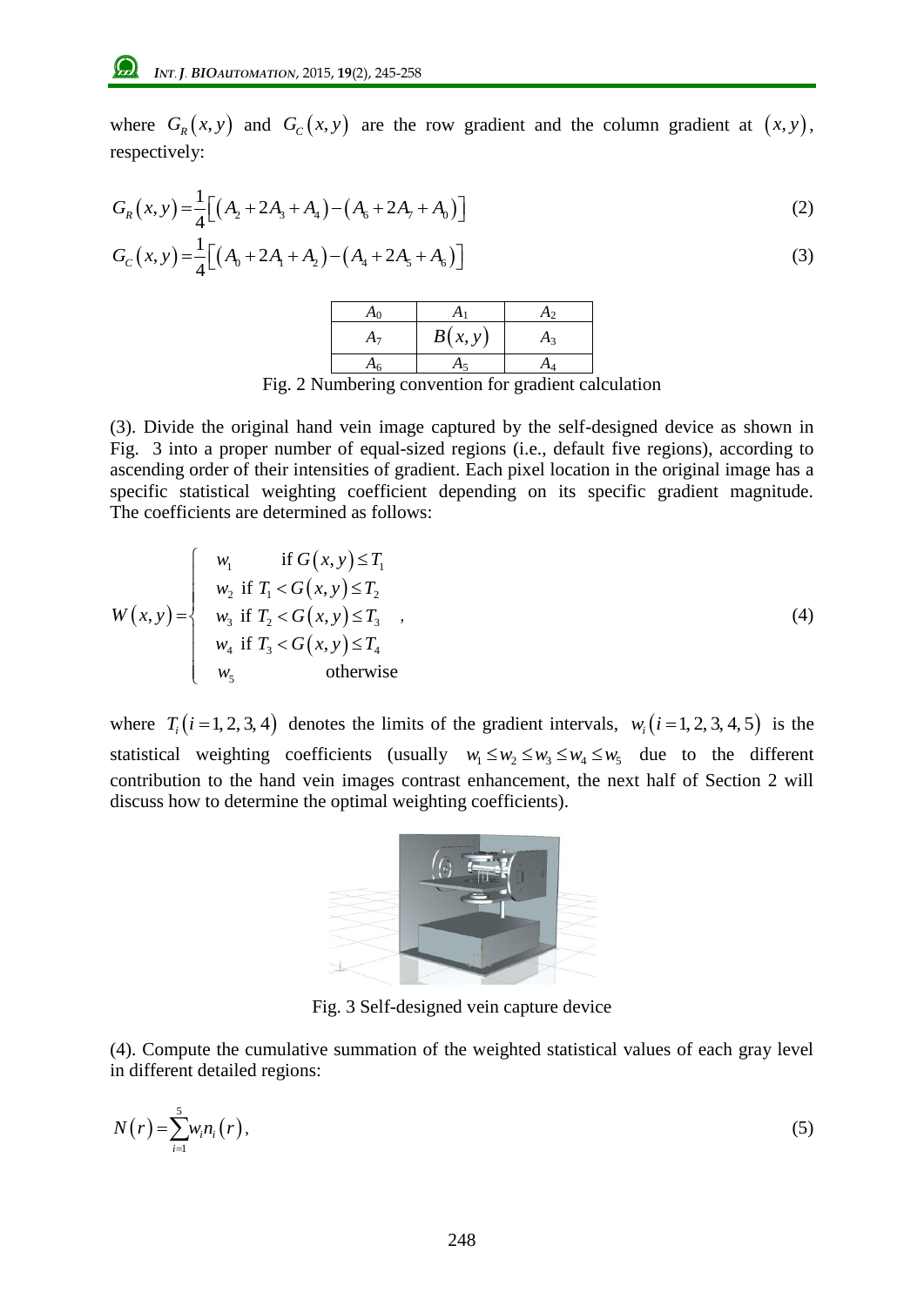where $G_R(x,y)$ and $G_C(x,y)$ are the row gradient and the column gradient at $(x,y)$, respectively:

$$G_R(x,y)=\frac{1}{4}\left[\left(A_2+2A_3+A_4\right)-\left(A_6+2A_7+A_0\right)\right] \tag{2}$$

$$G_C(x,y)=\frac{1}{4}\left[\left(A_0+2A_1+A_2\right)-\left(A_4+2A_5+A_6\right)\right] \tag{3}$$

| | | |
|---|---|---|
| $A_0$ | $A_1$ | $A_2$ |
| $A_7$ | $B(x,y)$ | $A_3$ |
| $A_6$ | $A_5$ | $A_4$ |

Fig. 2 Numbering convention for gradient calculation

(3). Divide the original hand vein image captured by the self-designed device as shown in Fig. 3 into a proper number of equal-sized regions (i.e., default five regions), according to ascending order of their intensities of gradient. Each pixel location in the original image has a specific statistical weighting coefficient depending on its specific gradient magnitude. The coefficients are determined as follows:

$$W(x,y)=\begin{cases} w_1 & \text{if } G(x,y)\le T_1 \\ w_2 & \text{if } T_1<G(x,y)\le T_2 \\ w_3 & \text{if } T_2<G(x,y)\le T_3 \\ w_4 & \text{if } T_3<G(x,y)\le T_4 \\ w_5 & \text{otherwise} \end{cases}, \tag{4}$$

where $T_i\,(i=1,2,3,4)$ denotes the limits of the gradient intervals, $w_i\,(i=1,2,3,4,5)$ is the statistical weighting coefficients (usually $w_1\le w_2\le w_3\le w_4\le w_5$ due to the different contribution to the hand vein images contrast enhancement, the next half of Section 2 will discuss how to determine the optimal weighting coefficients).

Fig. 3 Self-designed vein capture device

(4). Compute the cumulative summation of the weighted statistical values of each gray level in different detailed regions:

$$N(r)=\sum_{i=1}^{5}w_i n_i(r), \tag{5}$$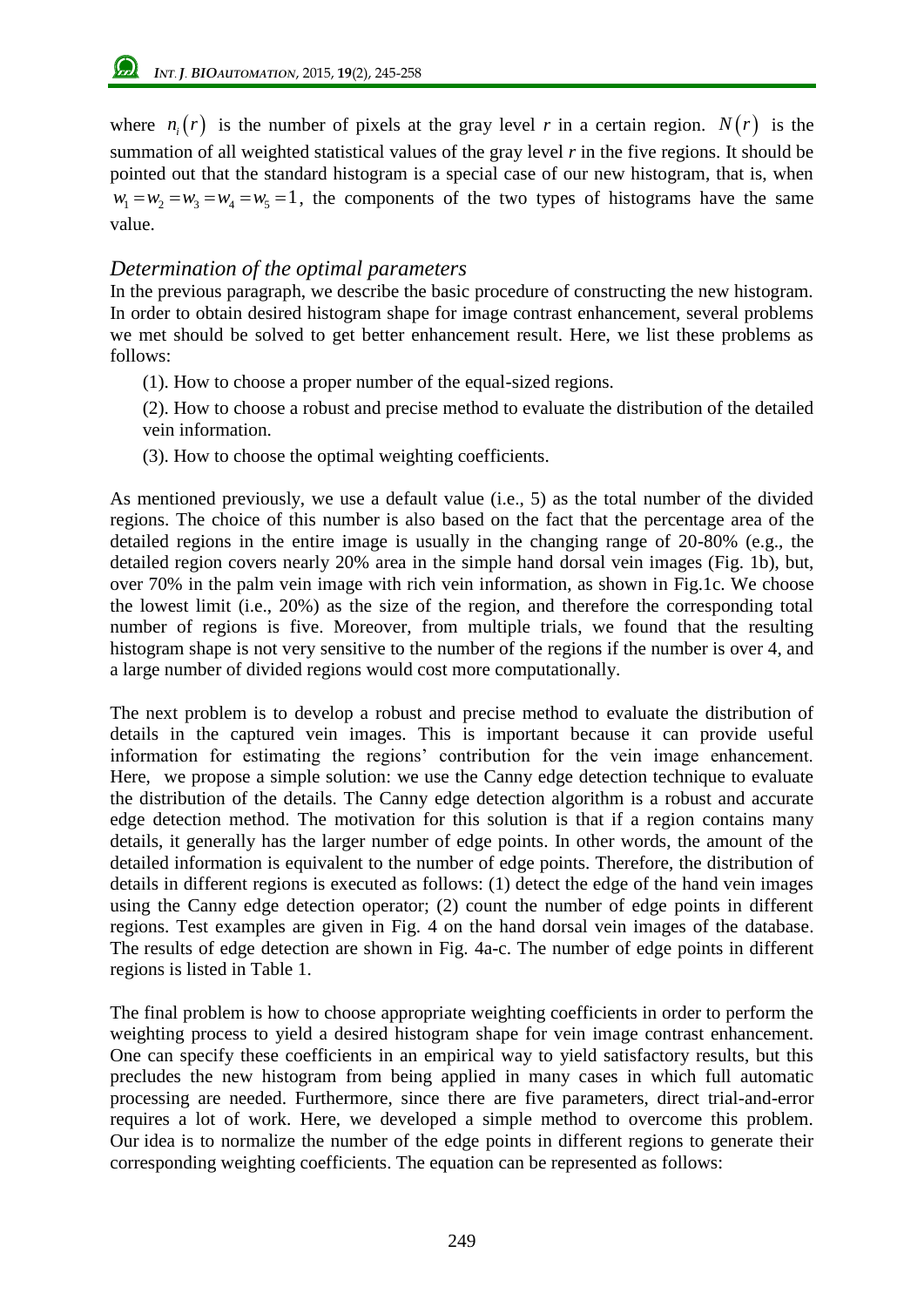where $n_i(r)$ is the number of pixels at the gray level $r$ in a certain region. $N(r)$ is the summation of all weighted statistical values of the gray level $r$ in the five regions. It should be pointed out that the standard histogram is a special case of our new histogram, that is, when $w_1 = w_2 = w_3 = w_4 = w_5 = 1$, the components of the two types of histograms have the same value.

### *Determination of the optimal parameters*

In the previous paragraph, we describe the basic procedure of constructing the new histogram. In order to obtain desired histogram shape for image contrast enhancement, several problems we met should be solved to get better enhancement result. Here, we list these problems as follows:

(1). How to choose a proper number of the equal-sized regions.

(2). How to choose a robust and precise method to evaluate the distribution of the detailed vein information.

(3). How to choose the optimal weighting coefficients.

As mentioned previously, we use a default value (i.e., 5) as the total number of the divided regions. The choice of this number is also based on the fact that the percentage area of the detailed regions in the entire image is usually in the changing range of 20-80% (e.g., the detailed region covers nearly 20% area in the simple hand dorsal vein images (Fig. 1b), but, over 70% in the palm vein image with rich vein information, as shown in Fig.1c. We choose the lowest limit (i.e., 20%) as the size of the region, and therefore the corresponding total number of regions is five. Moreover, from multiple trials, we found that the resulting histogram shape is not very sensitive to the number of the regions if the number is over 4, and a large number of divided regions would cost more computationally.

The next problem is to develop a robust and precise method to evaluate the distribution of details in the captured vein images. This is important because it can provide useful information for estimating the regions' contribution for the vein image enhancement. Here, we propose a simple solution: we use the Canny edge detection technique to evaluate the distribution of the details. The Canny edge detection algorithm is a robust and accurate edge detection method. The motivation for this solution is that if a region contains many details, it generally has the larger number of edge points. In other words, the amount of the detailed information is equivalent to the number of edge points. Therefore, the distribution of details in different regions is executed as follows: (1) detect the edge of the hand vein images using the Canny edge detection operator; (2) count the number of edge points in different regions. Test examples are given in Fig. 4 on the hand dorsal vein images of the database. The results of edge detection are shown in Fig. 4a-c. The number of edge points in different regions is listed in Table 1.

The final problem is how to choose appropriate weighting coefficients in order to perform the weighting process to yield a desired histogram shape for vein image contrast enhancement. One can specify these coefficients in an empirical way to yield satisfactory results, but this precludes the new histogram from being applied in many cases in which full automatic processing are needed. Furthermore, since there are five parameters, direct trial-and-error requires a lot of work. Here, we developed a simple method to overcome this problem. Our idea is to normalize the number of the edge points in different regions to generate their corresponding weighting coefficients. The equation can be represented as follows: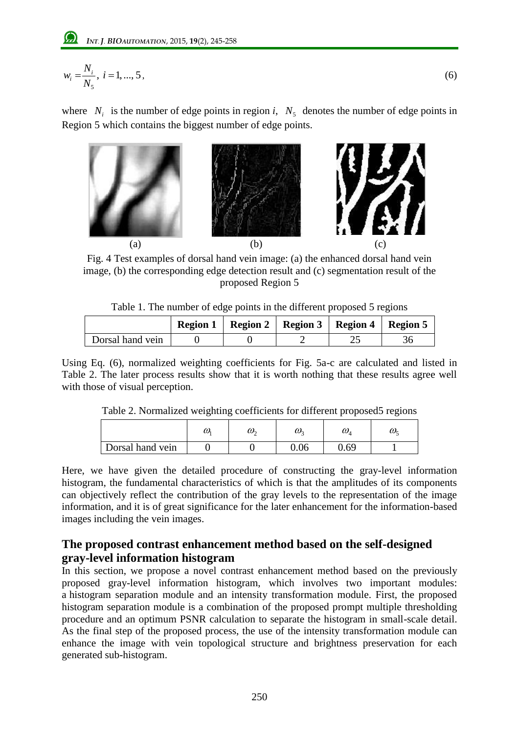$$w_i = \frac{N_i}{N_5}, \; i = 1, ..., 5, \tag{6}$$

where $N_i$ is the number of edge points in region *i*, $N_5$ denotes the number of edge points in Region 5 which contains the biggest number of edge points.

(a) (b) (c)

Fig. 4 Test examples of dorsal hand vein image: (a) the enhanced dorsal hand vein image, (b) the corresponding edge detection result and (c) segmentation result of the proposed Region 5

Table 1. The number of edge points in the different proposed 5 regions

| | **Region 1** | **Region 2** | **Region 3** | **Region 4** | **Region 5** |
|---|---|---|---|---|---|
| Dorsal hand vein | 0 | 0 | 2 | 25 | 36 |

Using Eq. (6), normalized weighting coefficients for Fig. 5a-c are calculated and listed in Table 2. The later process results show that it is worth nothing that these results agree well with those of visual perception.

Table 2. Normalized weighting coefficients for different proposed5 regions

| | $\omega_1$ | $\omega_2$ | $\omega_3$ | $\omega_4$ | $\omega_5$ |
|---|---|---|---|---|---|
| Dorsal hand vein | 0 | 0 | 0.06 | 0.69 | 1 |

Here, we have given the detailed procedure of constructing the gray-level information histogram, the fundamental characteristics of which is that the amplitudes of its components can objectively reflect the contribution of the gray levels to the representation of the image information, and it is of great significance for the later enhancement for the information-based images including the vein images.

## The proposed contrast enhancement method based on the self-designed gray-level information histogram

In this section, we propose a novel contrast enhancement method based on the previously proposed gray-level information histogram, which involves two important modules: a histogram separation module and an intensity transformation module. First, the proposed histogram separation module is a combination of the proposed prompt multiple thresholding procedure and an optimum PSNR calculation to separate the histogram in small-scale detail. As the final step of the proposed process, the use of the intensity transformation module can enhance the image with vein topological structure and brightness preservation for each generated sub-histogram.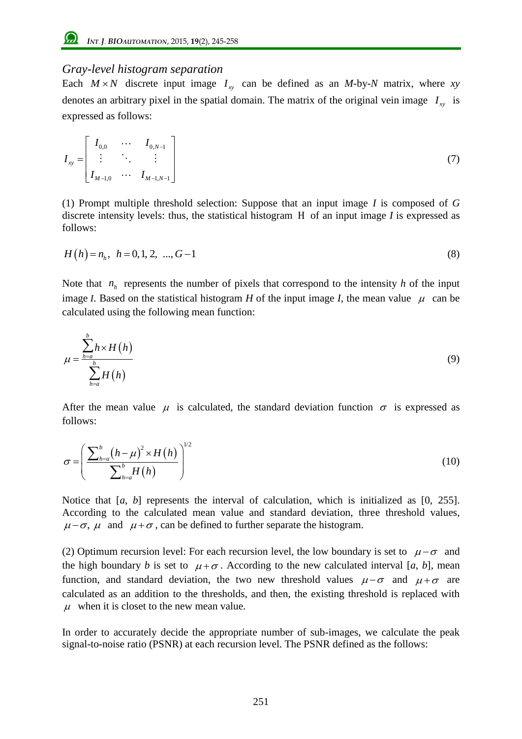### *Gray-level histogram separation*

Each $M \times N$ discrete input image $I_{xy}$ can be defined as an *M*-by-*N* matrix, where *xy* denotes an arbitrary pixel in the spatial domain. The matrix of the original vein image $I_{xy}$ is expressed as follows:

$$I_{xy} = \begin{bmatrix} I_{0,0} & \cdots & I_{0,N-1} \\ \vdots & \ddots & \vdots \\ I_{M-1,0} & \cdots & I_{M-1,N-1} \end{bmatrix} \tag{7}$$

(1) Prompt multiple threshold selection: Suppose that an input image *I* is composed of *G* discrete intensity levels: thus, the statistical histogram H of an input image *I* is expressed as follows:

$$H(h) = n_h, \;\; h = 0, 1, 2, \;..., G-1 \tag{8}$$

Note that $n_h$ represents the number of pixels that correspond to the intensity *h* of the input image *I*. Based on the statistical histogram *H* of the input image *I*, the mean value $\mu$ can be calculated using the following mean function:

$$\mu = \frac{\sum_{h=a}^{b} h \times H(h)}{\sum_{h=a}^{b} H(h)} \tag{9}$$

After the mean value $\mu$ is calculated, the standard deviation function $\sigma$ is expressed as follows:

$$\sigma = \left( \frac{\sum_{h=a}^{b} (h-\mu)^2 \times H(h)}{\sum_{h=a}^{b} H(h)} \right)^{1/2} \tag{10}$$

Notice that [*a*, *b*] represents the interval of calculation, which is initialized as [0, 255]. According to the calculated mean value and standard deviation, three threshold values, $\mu - \sigma$, $\mu$ and $\mu + \sigma$, can be defined to further separate the histogram.

(2) Optimum recursion level: For each recursion level, the low boundary is set to $\mu - \sigma$ and the high boundary *b* is set to $\mu + \sigma$. According to the new calculated interval [*a*, *b*], mean function, and standard deviation, the two new threshold values $\mu - \sigma$ and $\mu + \sigma$ are calculated as an addition to the thresholds, and then, the existing threshold is replaced with $\mu$ when it is closet to the new mean value.

In order to accurately decide the appropriate number of sub-images, we calculate the peak signal-to-noise ratio (PSNR) at each recursion level. The PSNR defined as the follows: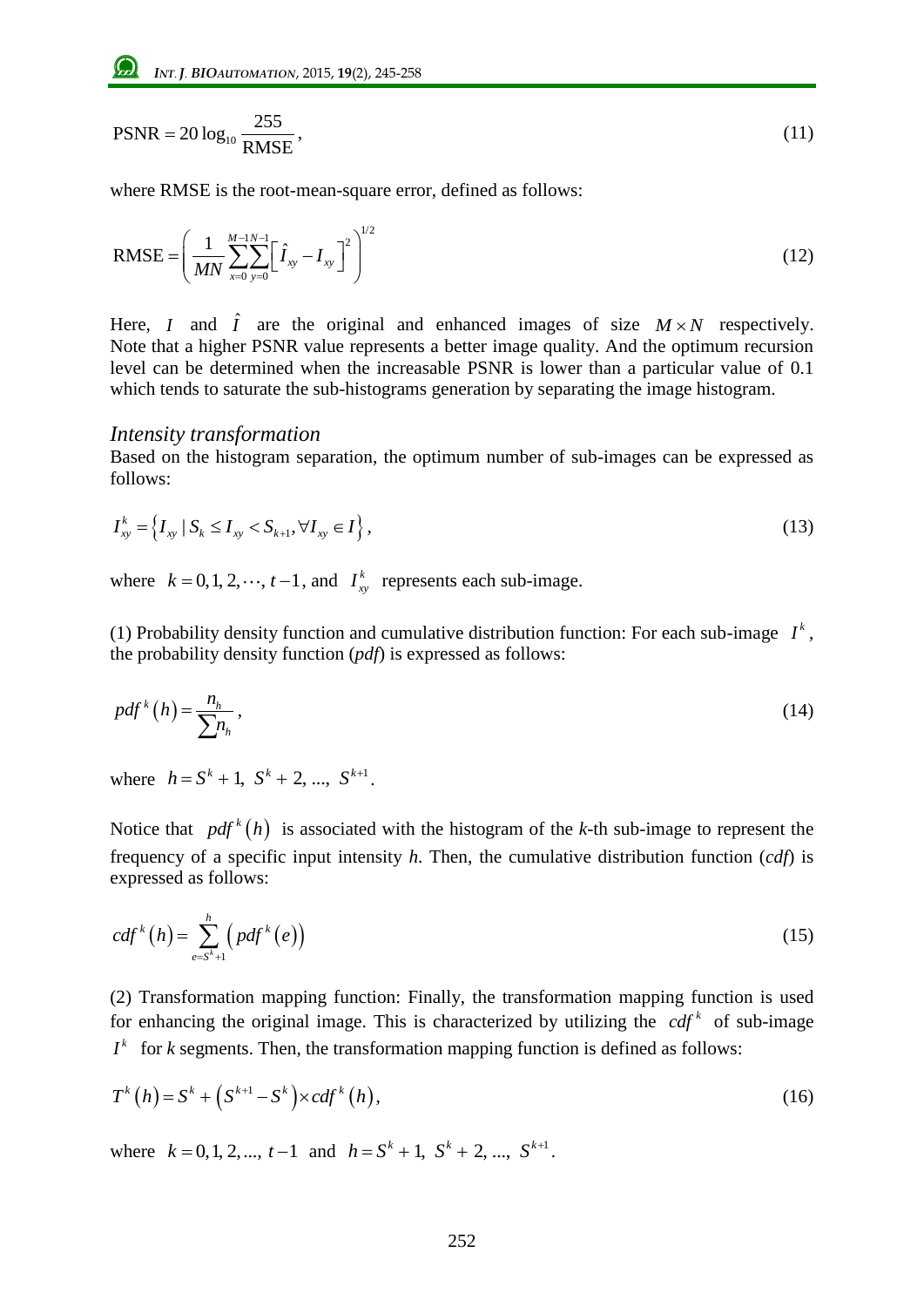$$\text{PSNR} = 20\log_{10}\frac{255}{\text{RMSE}}, \tag{11}$$

where RMSE is the root-mean-square error, defined as follows:

$$\text{RMSE} = \left(\frac{1}{MN}\sum_{x=0}^{M-1}\sum_{y=0}^{N-1}\left[\hat{I}_{xy} - I_{xy}\right]^2\right)^{1/2} \tag{12}$$

Here, $I$ and $\hat{I}$ are the original and enhanced images of size $M \times N$ respectively. Note that a higher PSNR value represents a better image quality. And the optimum recursion level can be determined when the increasable PSNR is lower than a particular value of 0.1 which tends to saturate the sub-histograms generation by separating the image histogram.

### *Intensity transformation*

Based on the histogram separation, the optimum number of sub-images can be expressed as follows:

$$I_{xy}^{k} = \left\{ I_{xy} \mid S_k \le I_{xy} < S_{k+1}, \forall I_{xy} \in I \right\}, \tag{13}$$

where $k = 0, 1, 2, \cdots, t-1$, and $I_{xy}^{k}$ represents each sub-image.

(1) Probability density function and cumulative distribution function: For each sub-image $I^k$, the probability density function (*pdf*) is expressed as follows:

$$pdf^{k}(h) = \frac{n_h}{\sum n_h}, \tag{14}$$

where $h = S^k + 1,\ S^k + 2,\ ...,\ S^{k+1}$.

Notice that $pdf^{k}(h)$ is associated with the histogram of the *k*-th sub-image to represent the frequency of a specific input intensity *h*. Then, the cumulative distribution function (*cdf*) is expressed as follows:

$$cdf^{k}(h) = \sum_{e=S^k+1}^{h}\left(pdf^{k}(e)\right) \tag{15}$$

(2) Transformation mapping function: Finally, the transformation mapping function is used for enhancing the original image. This is characterized by utilizing the $cdf^k$ of sub-image $I^k$ for *k* segments. Then, the transformation mapping function is defined as follows:

$$T^{k}(h) = S^k + \left(S^{k+1} - S^k\right) \times cdf^{k}(h), \tag{16}$$

where $k = 0, 1, 2, ..., t-1$ and $h = S^k + 1,\ S^k + 2,\ ...,\ S^{k+1}$.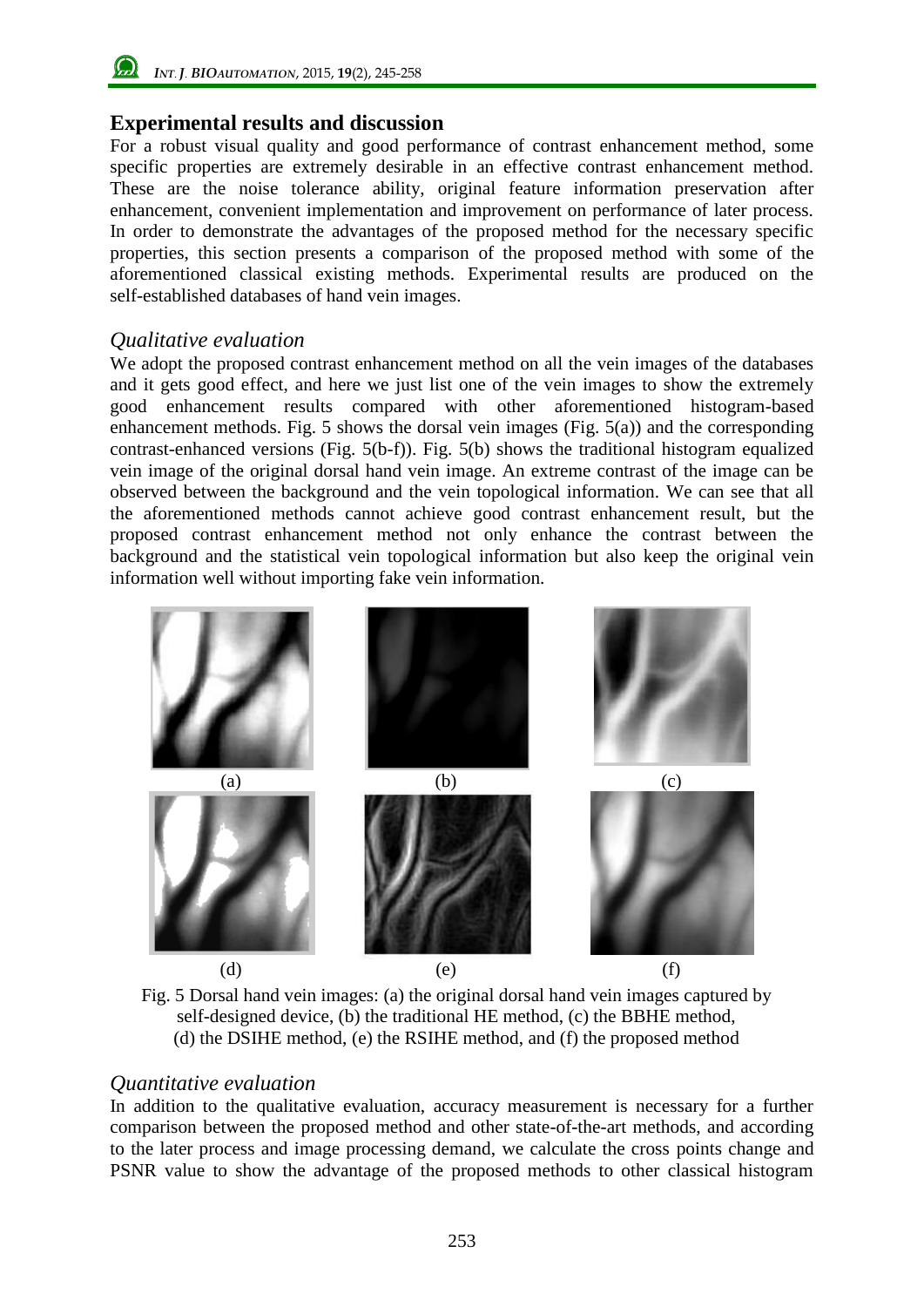## Experimental results and discussion

For a robust visual quality and good performance of contrast enhancement method, some specific properties are extremely desirable in an effective contrast enhancement method. These are the noise tolerance ability, original feature information preservation after enhancement, convenient implementation and improvement on performance of later process. In order to demonstrate the advantages of the proposed method for the necessary specific properties, this section presents a comparison of the proposed method with some of the aforementioned classical existing methods. Experimental results are produced on the self-established databases of hand vein images.

### *Qualitative evaluation*

We adopt the proposed contrast enhancement method on all the vein images of the databases and it gets good effect, and here we just list one of the vein images to show the extremely good enhancement results compared with other aforementioned histogram-based enhancement methods. Fig. 5 shows the dorsal vein images (Fig. 5(a)) and the corresponding contrast-enhanced versions (Fig. 5(b-f)). Fig. 5(b) shows the traditional histogram equalized vein image of the original dorsal hand vein image. An extreme contrast of the image can be observed between the background and the vein topological information. We can see that all the aforementioned methods cannot achieve good contrast enhancement result, but the proposed contrast enhancement method not only enhance the contrast between the background and the statistical vein topological information but also keep the original vein information well without importing fake vein information.

(a) (b) (c)

(d) (e) (f)

Fig. 5 Dorsal hand vein images: (a) the original dorsal hand vein images captured by self-designed device, (b) the traditional HE method, (c) the BBHE method, (d) the DSIHE method, (e) the RSIHE method, and (f) the proposed method

### *Quantitative evaluation*

In addition to the qualitative evaluation, accuracy measurement is necessary for a further comparison between the proposed method and other state-of-the-art methods, and according to the later process and image processing demand, we calculate the cross points change and PSNR value to show the advantage of the proposed methods to other classical histogram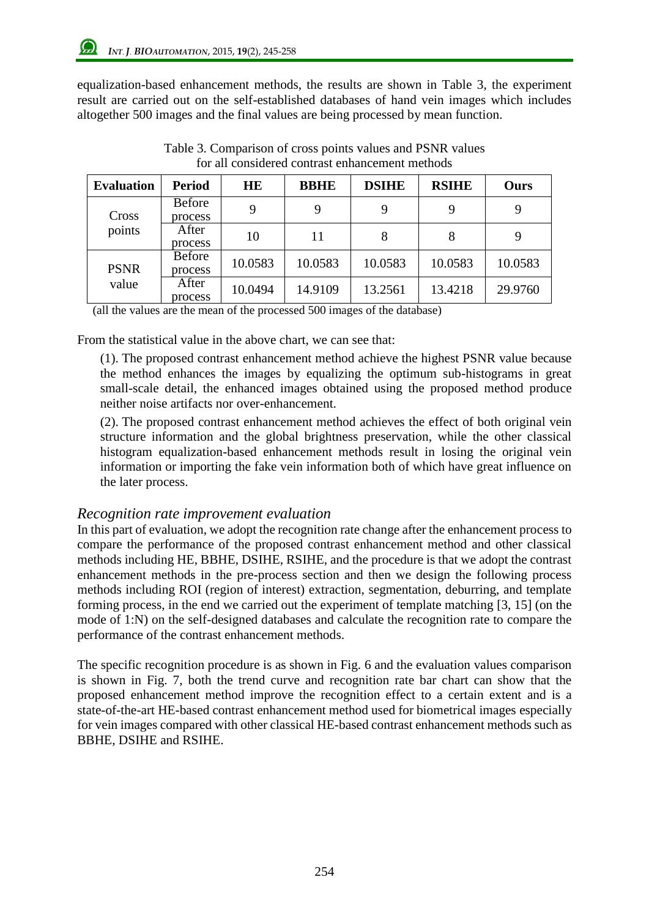equalization-based enhancement methods, the results are shown in Table 3, the experiment result are carried out on the self-established databases of hand vein images which includes altogether 500 images and the final values are being processed by mean function.

Table 3. Comparison of cross points values and PSNR values for all considered contrast enhancement methods

| Evaluation | Period | HE | BBHE | DSIHE | RSIHE | Ours |
|---|---|---|---|---|---|---|
| Cross points | Before process | 9 | 9 | 9 | 9 | 9 |
| | After process | 10 | 11 | 8 | 8 | 9 |
| PSNR value | Before process | 10.0583 | 10.0583 | 10.0583 | 10.0583 | 10.0583 |
| | After process | 10.0494 | 14.9109 | 13.2561 | 13.4218 | 29.9760 |

(all the values are the mean of the processed 500 images of the database)

From the statistical value in the above chart, we can see that:

(1). The proposed contrast enhancement method achieve the highest PSNR value because the method enhances the images by equalizing the optimum sub-histograms in great small-scale detail, the enhanced images obtained using the proposed method produce neither noise artifacts nor over-enhancement.

(2). The proposed contrast enhancement method achieves the effect of both original vein structure information and the global brightness preservation, while the other classical histogram equalization-based enhancement methods result in losing the original vein information or importing the fake vein information both of which have great influence on the later process.

### *Recognition rate improvement evaluation*

In this part of evaluation, we adopt the recognition rate change after the enhancement process to compare the performance of the proposed contrast enhancement method and other classical methods including HE, BBHE, DSIHE, RSIHE, and the procedure is that we adopt the contrast enhancement methods in the pre-process section and then we design the following process methods including ROI (region of interest) extraction, segmentation, deburring, and template forming process, in the end we carried out the experiment of template matching [3, 15] (on the mode of 1:N) on the self-designed databases and calculate the recognition rate to compare the performance of the contrast enhancement methods.

The specific recognition procedure is as shown in Fig. 6 and the evaluation values comparison is shown in Fig. 7, both the trend curve and recognition rate bar chart can show that the proposed enhancement method improve the recognition effect to a certain extent and is a state-of-the-art HE-based contrast enhancement method used for biometrical images especially for vein images compared with other classical HE-based contrast enhancement methods such as BBHE, DSIHE and RSIHE.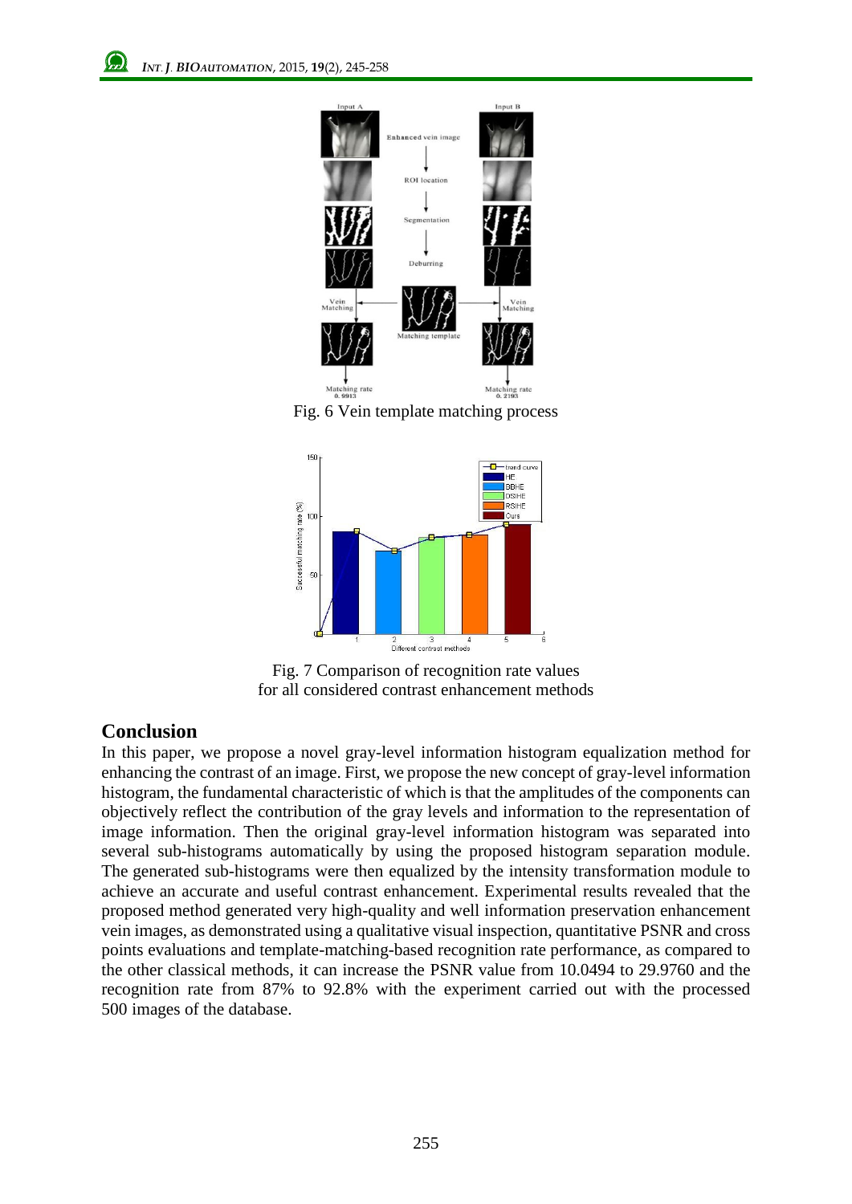Input A

Input B

Enhanced vein image

ROI location

Segmentation

Deburring

Vein Matching

Matching template

Vein Matching

Matching rate
0.9913

Matching rate
0.2193

Fig. 6 Vein template matching process

150

100

50

0

Successful matching rate (%)

1 2 3 4 5 6

Different contrast methods

trend curve
HE
BBHE
DSIHE
RSIHE
Ours

Fig. 7 Comparison of recognition rate values for all considered contrast enhancement methods

## Conclusion

In this paper, we propose a novel gray-level information histogram equalization method for enhancing the contrast of an image. First, we propose the new concept of gray-level information histogram, the fundamental characteristic of which is that the amplitudes of the components can objectively reflect the contribution of the gray levels and information to the representation of image information. Then the original gray-level information histogram was separated into several sub-histograms automatically by using the proposed histogram separation module. The generated sub-histograms were then equalized by the intensity transformation module to achieve an accurate and useful contrast enhancement. Experimental results revealed that the proposed method generated very high-quality and well information preservation enhancement vein images, as demonstrated using a qualitative visual inspection, quantitative PSNR and cross points evaluations and template-matching-based recognition rate performance, as compared to the other classical methods, it can increase the PSNR value from 10.0494 to 29.9760 and the recognition rate from 87% to 92.8% with the experiment carried out with the processed 500 images of the database.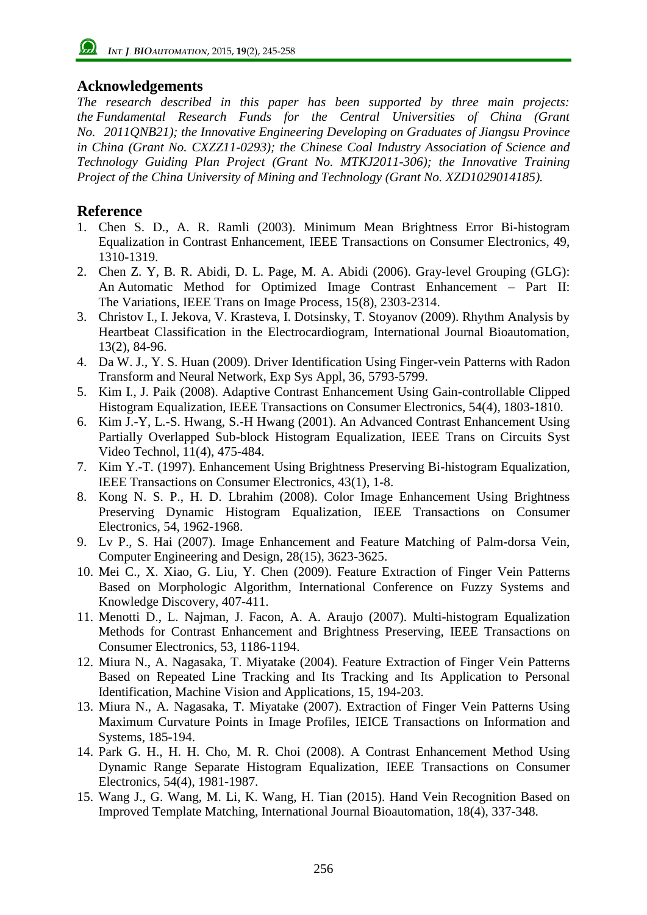## Acknowledgements

*The research described in this paper has been supported by three main projects: the Fundamental Research Funds for the Central Universities of China (Grant No. 2011QNB21); the Innovative Engineering Developing on Graduates of Jiangsu Province in China (Grant No. CXZZ11-0293); the Chinese Coal Industry Association of Science and Technology Guiding Plan Project (Grant No. MTKJ2011-306); the Innovative Training Project of the China University of Mining and Technology (Grant No. XZD1029014185).*

## Reference

1. Chen S. D., A. R. Ramli (2003). Minimum Mean Brightness Error Bi-histogram Equalization in Contrast Enhancement, IEEE Transactions on Consumer Electronics, 49, 1310-1319.
2. Chen Z. Y, B. R. Abidi, D. L. Page, M. A. Abidi (2006). Gray-level Grouping (GLG): An Automatic Method for Optimized Image Contrast Enhancement – Part II: The Variations, IEEE Trans on Image Process, 15(8), 2303-2314.
3. Christov I., I. Jekova, V. Krasteva, I. Dotsinsky, T. Stoyanov (2009). Rhythm Analysis by Heartbeat Classification in the Electrocardiogram, International Journal Bioautomation, 13(2), 84-96.
4. Da W. J., Y. S. Huan (2009). Driver Identification Using Finger-vein Patterns with Radon Transform and Neural Network, Exp Sys Appl, 36, 5793-5799.
5. Kim I., J. Paik (2008). Adaptive Contrast Enhancement Using Gain-controllable Clipped Histogram Equalization, IEEE Transactions on Consumer Electronics, 54(4), 1803-1810.
6. Kim J.-Y, L.-S. Hwang, S.-H Hwang (2001). An Advanced Contrast Enhancement Using Partially Overlapped Sub-block Histogram Equalization, IEEE Trans on Circuits Syst Video Technol, 11(4), 475-484.
7. Kim Y.-T. (1997). Enhancement Using Brightness Preserving Bi-histogram Equalization, IEEE Transactions on Consumer Electronics, 43(1), 1-8.
8. Kong N. S. P., H. D. Lbrahim (2008). Color Image Enhancement Using Brightness Preserving Dynamic Histogram Equalization, IEEE Transactions on Consumer Electronics, 54, 1962-1968.
9. Lv P., S. Hai (2007). Image Enhancement and Feature Matching of Palm-dorsa Vein, Computer Engineering and Design, 28(15), 3623-3625.
10. Mei C., X. Xiao, G. Liu, Y. Chen (2009). Feature Extraction of Finger Vein Patterns Based on Morphologic Algorithm, International Conference on Fuzzy Systems and Knowledge Discovery, 407-411.
11. Menotti D., L. Najman, J. Facon, A. A. Araujo (2007). Multi-histogram Equalization Methods for Contrast Enhancement and Brightness Preserving, IEEE Transactions on Consumer Electronics, 53, 1186-1194.
12. Miura N., A. Nagasaka, T. Miyatake (2004). Feature Extraction of Finger Vein Patterns Based on Repeated Line Tracking and Its Tracking and Its Application to Personal Identification, Machine Vision and Applications, 15, 194-203.
13. Miura N., A. Nagasaka, T. Miyatake (2007). Extraction of Finger Vein Patterns Using Maximum Curvature Points in Image Profiles, IEICE Transactions on Information and Systems, 185-194.
14. Park G. H., H. H. Cho, M. R. Choi (2008). A Contrast Enhancement Method Using Dynamic Range Separate Histogram Equalization, IEEE Transactions on Consumer Electronics, 54(4), 1981-1987.
15. Wang J., G. Wang, M. Li, K. Wang, H. Tian (2015). Hand Vein Recognition Based on Improved Template Matching, International Journal Bioautomation, 18(4), 337-348.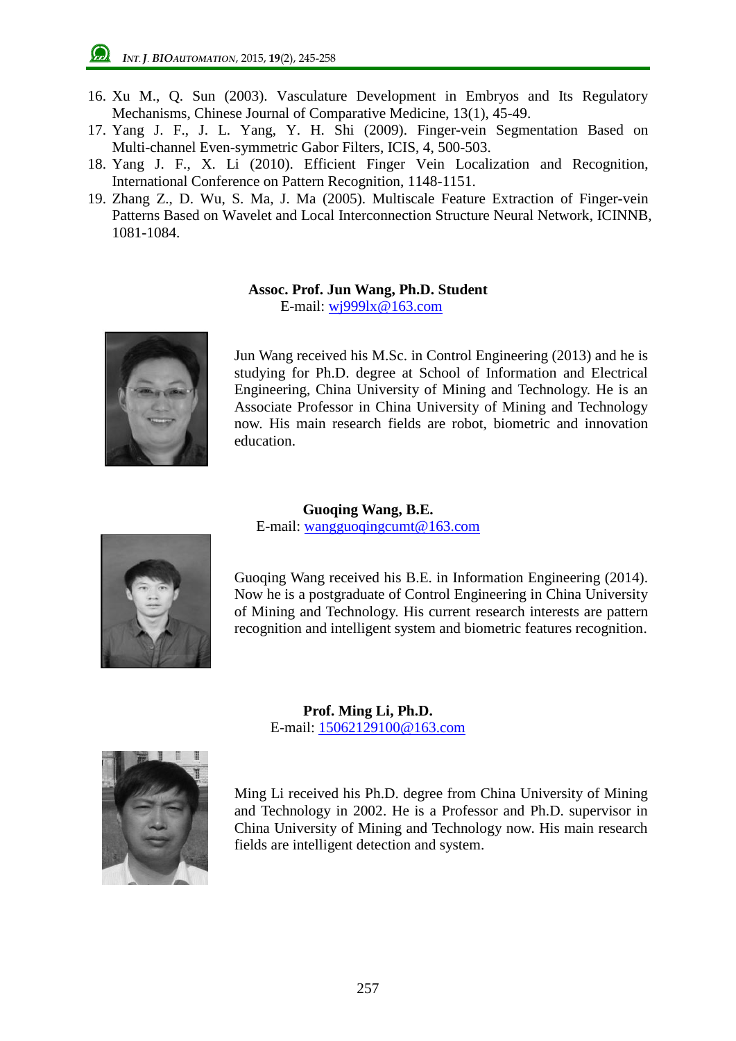16. Xu M., Q. Sun (2003). Vasculature Development in Embryos and Its Regulatory Mechanisms, Chinese Journal of Comparative Medicine, 13(1), 45-49.
17. Yang J. F., J. L. Yang, Y. H. Shi (2009). Finger-vein Segmentation Based on Multi-channel Even-symmetric Gabor Filters, ICIS, 4, 500-503.
18. Yang J. F., X. Li (2010). Efficient Finger Vein Localization and Recognition, International Conference on Pattern Recognition, 1148-1151.
19. Zhang Z., D. Wu, S. Ma, J. Ma (2005). Multiscale Feature Extraction of Finger-vein Patterns Based on Wavelet and Local Interconnection Structure Neural Network, ICINNB, 1081-1084.

**Assoc. Prof. Jun Wang, Ph.D. Student**
E-mail: wj999lx@163.com

Jun Wang received his M.Sc. in Control Engineering (2013) and he is studying for Ph.D. degree at School of Information and Electrical Engineering, China University of Mining and Technology. He is an Associate Professor in China University of Mining and Technology now. His main research fields are robot, biometric and innovation education.

**Guoqing Wang, B.E.**
E-mail: wangguoqingcumt@163.com

Guoqing Wang received his B.E. in Information Engineering (2014). Now he is a postgraduate of Control Engineering in China University of Mining and Technology. His current research interests are pattern recognition and intelligent system and biometric features recognition.

**Prof. Ming Li, Ph.D.**
E-mail: 15062129100@163.com

Ming Li received his Ph.D. degree from China University of Mining and Technology in 2002. He is a Professor and Ph.D. supervisor in China University of Mining and Technology now. His main research fields are intelligent detection and system.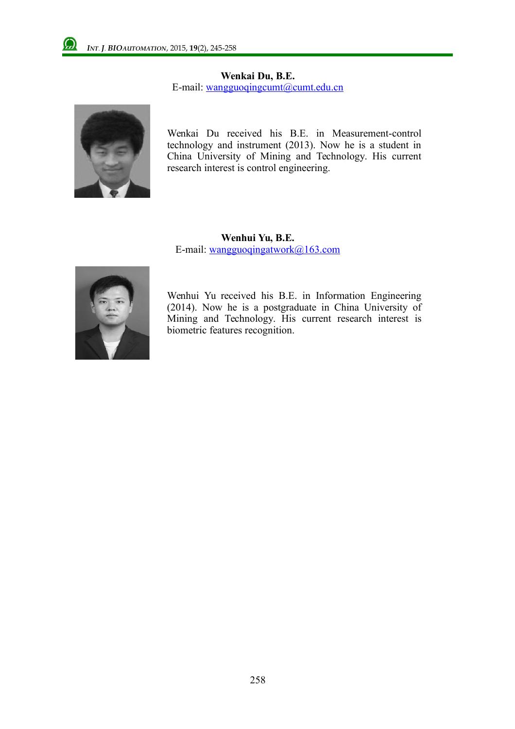**Wenkai Du, B.E.**
E-mail: wangguoqingcumt@cumt.edu.cn

Wenkai Du received his B.E. in Measurement-control technology and instrument (2013). Now he is a student in China University of Mining and Technology. His current research interest is control engineering.

**Wenhui Yu, B.E.**
E-mail: wangguoqingatwork@163.com

Wenhui Yu received his B.E. in Information Engineering (2014). Now he is a postgraduate in China University of Mining and Technology. His current research interest is biometric features recognition.